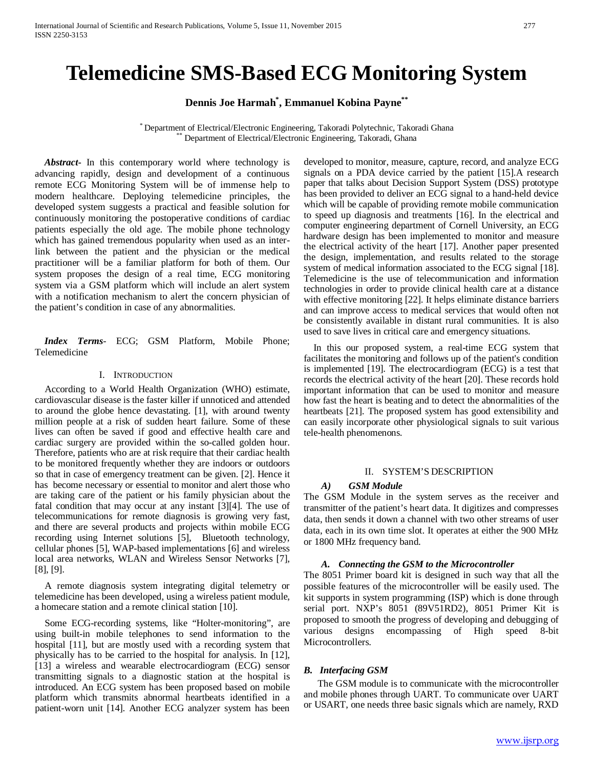# Telemedicine SMS-Based ECG Monitoring System

**Dennis Joe Harmah[*], Emmanuel Kobina Payne[**]**

[*] Department of Electrical/Electronic Engineering, Takoradi Polytechnic, Takoradi Ghana
[**] Department of Electrical/Electronic Engineering, Takoradi, Ghana

***Abstract***- In this contemporary world where technology is advancing rapidly, design and development of a continuous remote ECG Monitoring System will be of immense help to modern healthcare. Deploying telemedicine principles, the developed system suggests a practical and feasible solution for continuously monitoring the postoperative conditions of cardiac patients especially the old age. The mobile phone technology which has gained tremendous popularity when used as an inter-link between the patient and the physician or the medical practitioner will be a familiar platform for both of them. Our system proposes the design of a real time, ECG monitoring system via a GSM platform which will include an alert system with a notification mechanism to alert the concern physician of the patient's condition in case of any abnormalities.

***Index Terms***- ECG; GSM Platform, Mobile Phone; Telemedicine

## I. Introduction

According to a World Health Organization (WHO) estimate, cardiovascular disease is the faster killer if unnoticed and attended to around the globe hence devastating. [1], with around twenty million people at a risk of sudden heart failure. Some of these lives can often be saved if good and effective health care and cardiac surgery are provided within the so-called golden hour. Therefore, patients who are at risk require that their cardiac health to be monitored frequently whether they are indoors or outdoors so that in case of emergency treatment can be given. [2]. Hence it has become necessary or essential to monitor and alert those who are taking care of the patient or his family physician about the fatal condition that may occur at any instant [3][4]. The use of telecommunications for remote diagnosis is growing very fast, and there are several products and projects within mobile ECG recording using Internet solutions [5], Bluetooth technology, cellular phones [5], WAP-based implementations [6] and wireless local area networks, WLAN and Wireless Sensor Networks [7], [8], [9].

A remote diagnosis system integrating digital telemetry or telemedicine has been developed, using a wireless patient module, a homecare station and a remote clinical station [10].

Some ECG-recording systems, like "Holter-monitoring", are using built-in mobile telephones to send information to the hospital [11], but are mostly used with a recording system that physically has to be carried to the hospital for analysis. In [12], [13] a wireless and wearable electrocardiogram (ECG) sensor transmitting signals to a diagnostic station at the hospital is introduced. An ECG system has been proposed based on mobile platform which transmits abnormal heartbeats identified in a patient-worn unit [14]. Another ECG analyzer system has been developed to monitor, measure, capture, record, and analyze ECG signals on a PDA device carried by the patient [15].A research paper that talks about Decision Support System (DSS) prototype has been provided to deliver an ECG signal to a hand-held device which will be capable of providing remote mobile communication to speed up diagnosis and treatments [16]. In the electrical and computer engineering department of Cornell University, an ECG hardware design has been implemented to monitor and measure the electrical activity of the heart [17]. Another paper presented the design, implementation, and results related to the storage system of medical information associated to the ECG signal [18]. Telemedicine is the use of telecommunication and information technologies in order to provide clinical health care at a distance with effective monitoring [22]. It helps eliminate distance barriers and can improve access to medical services that would often not be consistently available in distant rural communities. It is also used to save lives in critical care and emergency situations.

In this our proposed system, a real-time ECG system that facilitates the monitoring and follows up of the patient's condition is implemented [19]. The electrocardiogram (ECG) is a test that records the electrical activity of the heart [20]. These records hold important information that can be used to monitor and measure how fast the heart is beating and to detect the abnormalities of the heartbeats [21]. The proposed system has good extensibility and can easily incorporate other physiological signals to suit various tele-health phenomenons.

## II. System's Description

### *A) GSM Module*

The GSM Module in the system serves as the receiver and transmitter of the patient's heart data. It digitizes and compresses data, then sends it down a channel with two other streams of user data, each in its own time slot. It operates at either the 900 MHz or 1800 MHz frequency band.

### *A. Connecting the GSM to the Microcontroller*

The 8051 Primer board kit is designed in such way that all the possible features of the microcontroller will be easily used. The kit supports in system programming (ISP) which is done through serial port. NXP's 8051 (89V51RD2), 8051 Primer Kit is proposed to smooth the progress of developing and debugging of various designs encompassing of High speed 8-bit Microcontrollers.

### *B. Interfacing GSM*

The GSM module is to communicate with the microcontroller and mobile phones through UART. To communicate over UART or USART, one needs three basic signals which are namely, RXD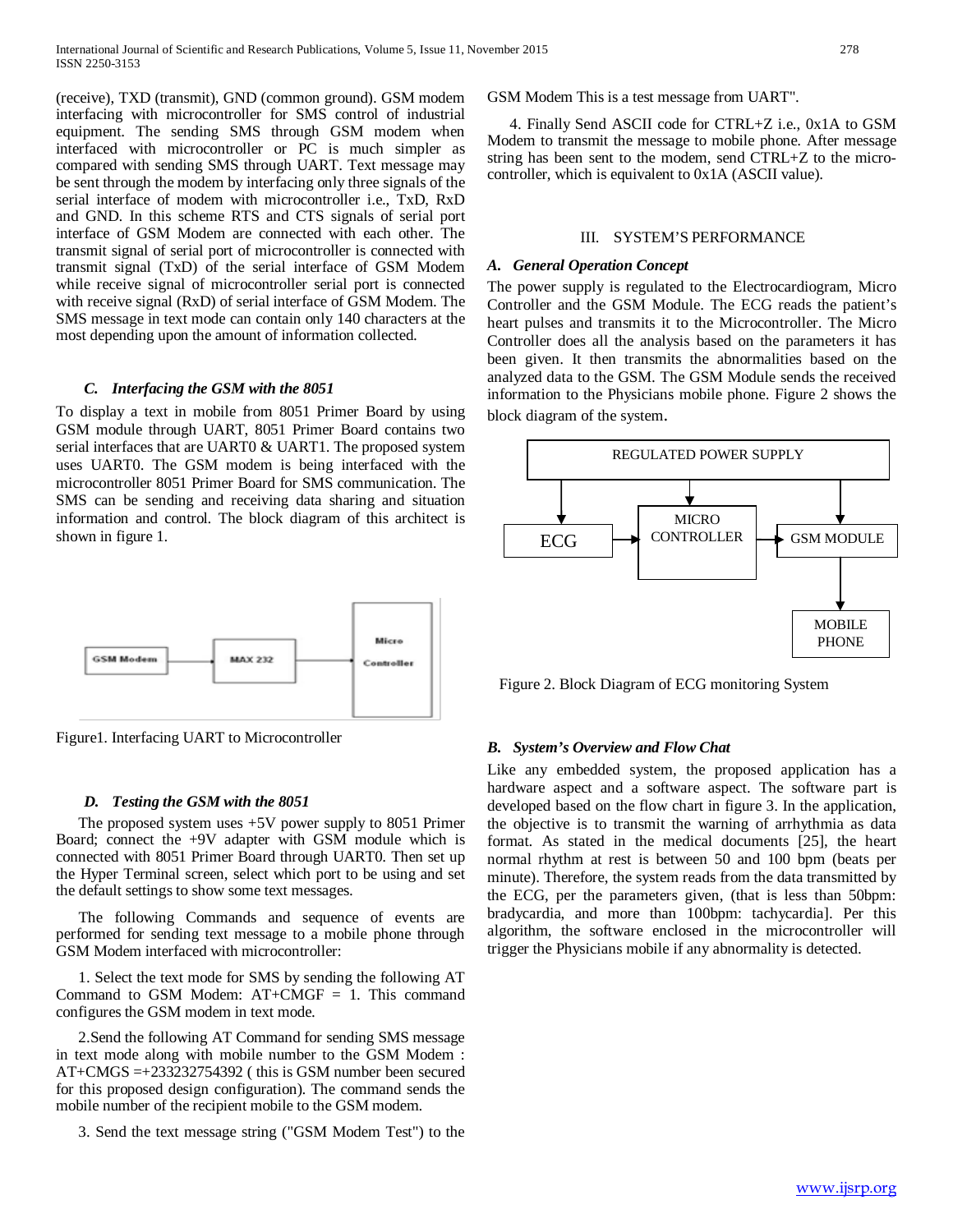(receive), TXD (transmit), GND (common ground). GSM modem interfacing with microcontroller for SMS control of industrial equipment. The sending SMS through GSM modem when interfaced with microcontroller or PC is much simpler as compared with sending SMS through UART. Text message may be sent through the modem by interfacing only three signals of the serial interface of modem with microcontroller i.e., TxD, RxD and GND. In this scheme RTS and CTS signals of serial port interface of GSM Modem are connected with each other. The transmit signal of serial port of microcontroller is connected with transmit signal (TxD) of the serial interface of GSM Modem while receive signal of microcontroller serial port is connected with receive signal (RxD) of serial interface of GSM Modem. The SMS message in text mode can contain only 140 characters at the most depending upon the amount of information collected.

### *C. Interfacing the GSM with the 8051*

To display a text in mobile from 8051 Primer Board by using GSM module through UART, 8051 Primer Board contains two serial interfaces that are UART0 & UART1. The proposed system uses UART0. The GSM modem is being interfaced with the microcontroller 8051 Primer Board for SMS communication. The SMS can be sending and receiving data sharing and situation information and control. The block diagram of this architect is shown in figure 1.

Figure1. Interfacing UART to Microcontroller

### *D. Testing the GSM with the 8051*

The proposed system uses +5V power supply to 8051 Primer Board; connect the +9V adapter with GSM module which is connected with 8051 Primer Board through UART0. Then set up the Hyper Terminal screen, select which port to be using and set the default settings to show some text messages.

The following Commands and sequence of events are performed for sending text message to a mobile phone through GSM Modem interfaced with microcontroller:

1. Select the text mode for SMS by sending the following AT Command to GSM Modem: AT+CMGF = 1. This command configures the GSM modem in text mode.

2. Send the following AT Command for sending SMS message in text mode along with mobile number to the GSM Modem : AT+CMGS =+233232754392 ( this is GSM number been secured for this proposed design configuration). The command sends the mobile number of the recipient mobile to the GSM modem.

3. Send the text message string ("GSM Modem Test") to the GSM Modem This is a test message from UART".

4. Finally Send ASCII code for CTRL+Z i.e., 0x1A to GSM Modem to transmit the message to mobile phone. After message string has been sent to the modem, send CTRL+Z to the micro-controller, which is equivalent to 0x1A (ASCII value).

## III. SYSTEM'S PERFORMANCE

### *A. General Operation Concept*

The power supply is regulated to the Electrocardiogram, Micro Controller and the GSM Module. The ECG reads the patient's heart pulses and transmits it to the Microcontroller. The Micro Controller does all the analysis based on the parameters it has been given. It then transmits the abnormalities based on the analyzed data to the GSM. The GSM Module sends the received information to the Physicians mobile phone. Figure 2 shows the block diagram of the system.

Figure 2. Block Diagram of ECG monitoring System

### *B. System's Overview and Flow Chat*

Like any embedded system, the proposed application has a hardware aspect and a software aspect. The software part is developed based on the flow chart in figure 3. In the application, the objective is to transmit the warning of arrhythmia as data format. As stated in the medical documents [25], the heart normal rhythm at rest is between 50 and 100 bpm (beats per minute). Therefore, the system reads from the data transmitted by the ECG, per the parameters given, (that is less than 50bpm: bradycardia, and more than 100bpm: tachycardia]. Per this algorithm, the software enclosed in the microcontroller will trigger the Physicians mobile if any abnormality is detected.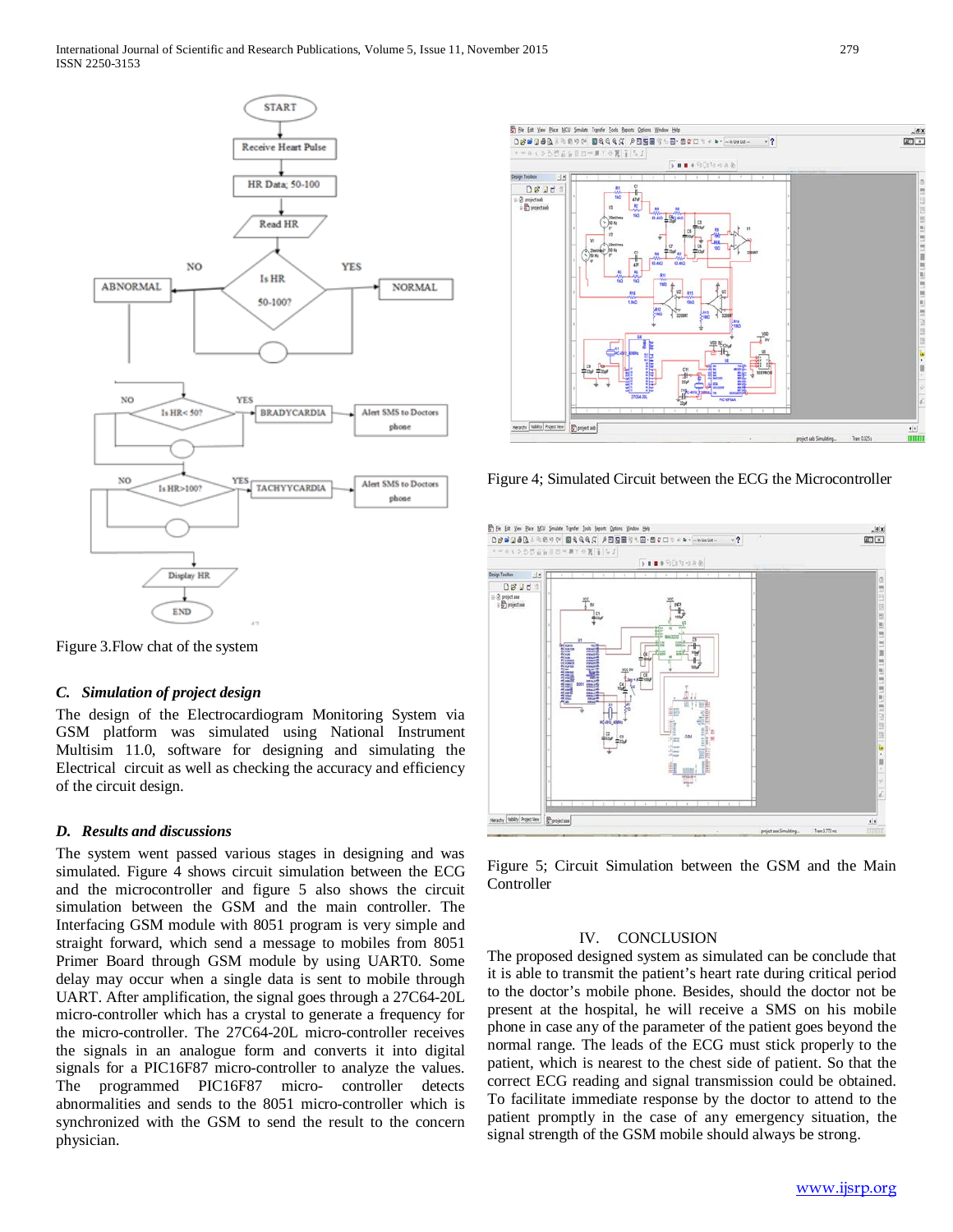Figure 3.Flow chat of the system

### *C. Simulation of project design*

The design of the Electrocardiogram Monitoring System via GSM platform was simulated using National Instrument Multisim 11.0, software for designing and simulating the Electrical circuit as well as checking the accuracy and efficiency of the circuit design.

### *D. Results and discussions*

The system went passed various stages in designing and was simulated. Figure 4 shows circuit simulation between the ECG and the microcontroller and figure 5 also shows the circuit simulation between the GSM and the main controller. The Interfacing GSM module with 8051 program is very simple and straight forward, which send a message to mobiles from 8051 Primer Board through GSM module by using UART0. Some delay may occur when a single data is sent to mobile through UART. After amplification, the signal goes through a 27C64-20L micro-controller which has a crystal to generate a frequency for the micro-controller. The 27C64-20L micro-controller receives the signals in an analogue form and converts it into digital signals for a PIC16F87 micro-controller to analyze the values. The programmed PIC16F87 micro- controller detects abnormalities and sends to the 8051 micro-controller which is synchronized with the GSM to send the result to the concern physician.

Figure 4; Simulated Circuit between the ECG the Microcontroller

Figure 5; Circuit Simulation between the GSM and the Main Controller

## IV. CONCLUSION

The proposed designed system as simulated can be conclude that it is able to transmit the patient's heart rate during critical period to the doctor's mobile phone. Besides, should the doctor not be present at the hospital, he will receive a SMS on his mobile phone in case any of the parameter of the patient goes beyond the normal range. The leads of the ECG must stick properly to the patient, which is nearest to the chest side of patient. So that the correct ECG reading and signal transmission could be obtained. To facilitate immediate response by the doctor to attend to the patient promptly in the case of any emergency situation, the signal strength of the GSM mobile should always be strong.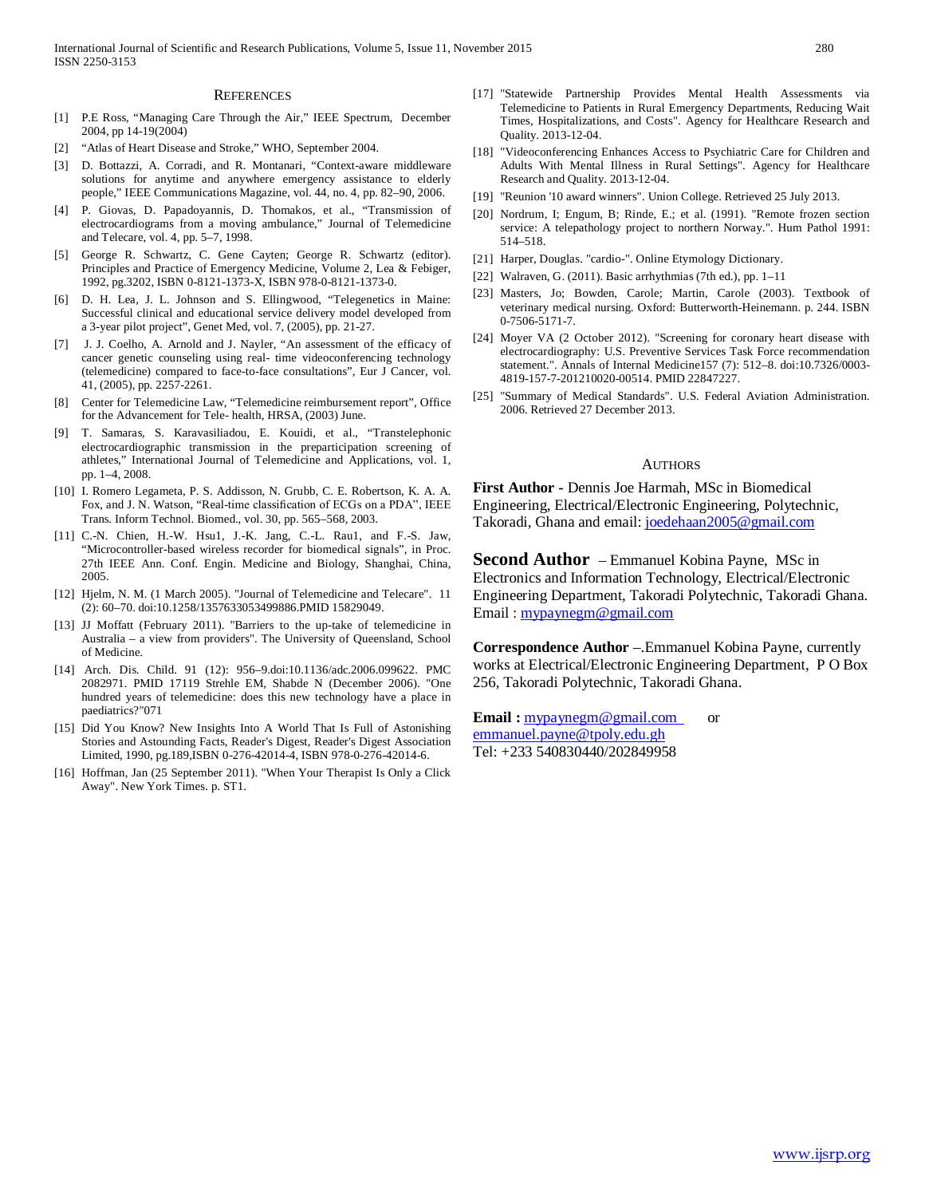## REFERENCES

[1] P.E Ross, "Managing Care Through the Air," IEEE Spectrum, December 2004, pp 14-19(2004)

[2] "Atlas of Heart Disease and Stroke," WHO, September 2004.

[3] D. Bottazzi, A. Corradi, and R. Montanari, "Context-aware middleware solutions for anytime and anywhere emergency assistance to elderly people," IEEE Communications Magazine, vol. 44, no. 4, pp. 82–90, 2006.

[4] P. Giovas, D. Papadoyannis, D. Thomakos, et al., "Transmission of electrocardiograms from a moving ambulance," Journal of Telemedicine and Telecare, vol. 4, pp. 5–7, 1998.

[5] George R. Schwartz, C. Gene Cayten; George R. Schwartz (editor). Principles and Practice of Emergency Medicine, Volume 2, Lea & Febiger, 1992, pg.3202, ISBN 0-8121-1373-X, ISBN 978-0-8121-1373-0.

[6] D. H. Lea, J. L. Johnson and S. Ellingwood, "Telegenetics in Maine: Successful clinical and educational service delivery model developed from a 3-year pilot project", Genet Med, vol. 7, (2005), pp. 21-27.

[7] J. J. Coelho, A. Arnold and J. Nayler, "An assessment of the efficacy of cancer genetic counseling using real- time videoconferencing technology (telemedicine) compared to face-to-face consultations", Eur J Cancer, vol. 41, (2005), pp. 2257-2261.

[8] Center for Telemedicine Law, "Telemedicine reimbursement report", Office for the Advancement for Tele- health, HRSA, (2003) June.

[9] T. Samaras, S. Karavasiliadou, E. Kouidi, et al., "Transtelephonic electrocardiographic transmission in the preparticipation screening of athletes," International Journal of Telemedicine and Applications, vol. 1, pp. 1–4, 2008.

[10] I. Romero Legameta, P. S. Addisson, N. Grubb, C. E. Robertson, K. A. A. Fox, and J. N. Watson, "Real-time classification of ECGs on a PDA", IEEE Trans. Inform Technol. Biomed., vol. 30, pp. 565–568, 2003.

[11] C.-N. Chien, H.-W. Hsu1, J.-K. Jang, C.-L. Rau1, and F.-S. Jaw, "Microcontroller-based wireless recorder for biomedical signals", in Proc. 27th IEEE Ann. Conf. Engin. Medicine and Biology, Shanghai, China, 2005.

[12] Hjelm, N. M. (1 March 2005). "Journal of Telemedicine and Telecare". 11 (2): 60–70. doi:10.1258/1357633053499886.PMID 15829049.

[13] JJ Moffatt (February 2011). "Barriers to the up-take of telemedicine in Australia – a view from providers". The University of Queensland, School of Medicine.

[14] Arch. Dis. Child. 91 (12): 956–9.doi:10.1136/adc.2006.099622. PMC 2082971. PMID 17119 Strehle EM, Shabde N (December 2006). "One hundred years of telemedicine: does this new technology have a place in paediatrics?"071

[15] Did You Know? New Insights Into A World That Is Full of Astonishing Stories and Astounding Facts, Reader's Digest, Reader's Digest Association Limited, 1990, pg.189,ISBN 0-276-42014-4, ISBN 978-0-276-42014-6.

[16] Hoffman, Jan (25 September 2011). "When Your Therapist Is Only a Click Away". New York Times. p. ST1.

[17] "Statewide Partnership Provides Mental Health Assessments via Telemedicine to Patients in Rural Emergency Departments, Reducing Wait Times, Hospitalizations, and Costs". Agency for Healthcare Research and Quality. 2013-12-04.

[18] "Videoconferencing Enhances Access to Psychiatric Care for Children and Adults With Mental Illness in Rural Settings". Agency for Healthcare Research and Quality. 2013-12-04.

[19] "Reunion '10 award winners". Union College. Retrieved 25 July 2013.

[20] Nordrum, I; Engum, B; Rinde, E.; et al. (1991). "Remote frozen section service: A telepathology project to northern Norway.". Hum Pathol 1991: 514–518.

[21] Harper, Douglas. "cardio-". Online Etymology Dictionary.

[22] Walraven, G. (2011). Basic arrhythmias (7th ed.), pp. 1–11

[23] Masters, Jo; Bowden, Carole; Martin, Carole (2003). Textbook of veterinary medical nursing. Oxford: Butterworth-Heinemann. p. 244. ISBN 0-7506-5171-7.

[24] Moyer VA (2 October 2012). "Screening for coronary heart disease with electrocardiography: U.S. Preventive Services Task Force recommendation statement.". Annals of Internal Medicine157 (7): 512–8. doi:10.7326/0003-4819-157-7-201210020-00514. PMID 22847227.

[25] "Summary of Medical Standards". U.S. Federal Aviation Administration. 2006. Retrieved 27 December 2013.

## AUTHORS

**First Author -** Dennis Joe Harmah, MSc in Biomedical Engineering, Electrical/Electronic Engineering, Polytechnic, Takoradi, Ghana and email: joedehaan2005@gmail.com

**Second Author** – Emmanuel Kobina Payne, MSc in Electronics and Information Technology, Electrical/Electronic Engineering Department, Takoradi Polytechnic, Takoradi Ghana. Email : mypaynegm@gmail.com

**Correspondence Author** –.Emmanuel Kobina Payne, currently works at Electrical/Electronic Engineering Department, P O Box 256, Takoradi Polytechnic, Takoradi Ghana.

**Email :** mypaynegm@gmail.com or emmanuel.payne@tpoly.edu.gh
Tel: +233 540830440/202849958